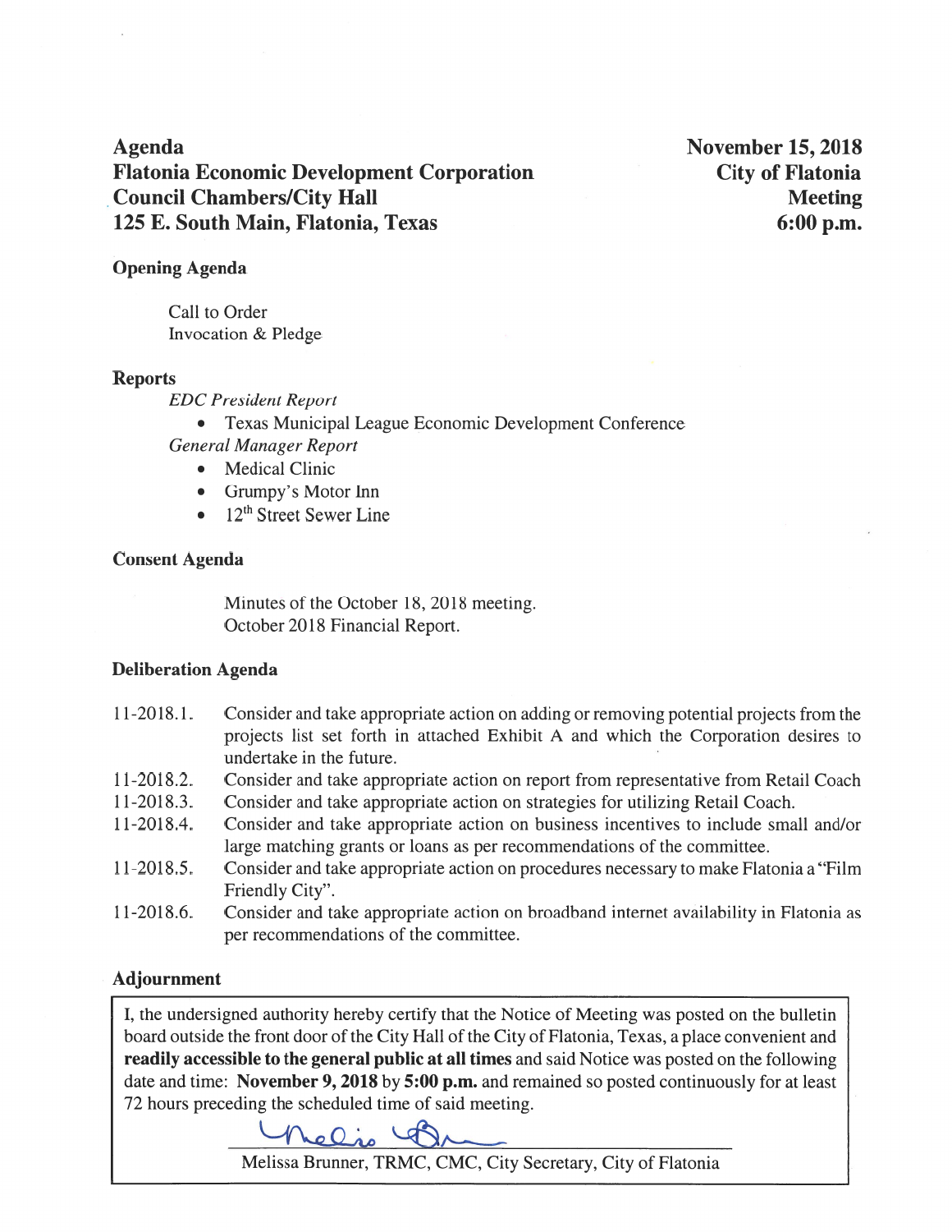# Agenda
# Flatonia Economic Development Corporation
# Council Chambers/City Hall
# 125 E. South Main, Flatonia, Texas

**November 15, 2018**
**City of Flatonia**
**Meeting**
**6:00 p.m.**

## Opening Agenda

Call to Order
Invocation & Pledge

## Reports

*EDC President Report*

- Texas Municipal League Economic Development Conference

*General Manager Report*

- Medical Clinic
- Grumpy's Motor Inn
- 12th Street Sewer Line

## Consent Agenda

Minutes of the October 18, 2018 meeting.
October 2018 Financial Report.

## Deliberation Agenda

11-2018.1. Consider and take appropriate action on adding or removing potential projects from the projects list set forth in attached Exhibit A and which the Corporation desires to undertake in the future.

11-2018.2. Consider and take appropriate action on report from representative from Retail Coach

11-2018.3. Consider and take appropriate action on strategies for utilizing Retail Coach.

11-2018.4. Consider and take appropriate action on business incentives to include small and/or large matching grants or loans as per recommendations of the committee.

11-2018.5. Consider and take appropriate action on procedures necessary to make Flatonia a "Film Friendly City".

11-2018.6. Consider and take appropriate action on broadband internet availability in Flatonia as per recommendations of the committee.

## Adjournment

I, the undersigned authority hereby certify that the Notice of Meeting was posted on the bulletin board outside the front door of the City Hall of the City of Flatonia, Texas, a place convenient and **readily accessible to the general public at all times** and said Notice was posted on the following date and time: **November 9, 2018** by **5:00 p.m.** and remained so posted continuously for at least 72 hours preceding the scheduled time of said meeting.

Melissa Brunner, TRMC, CMC, City Secretary, City of Flatonia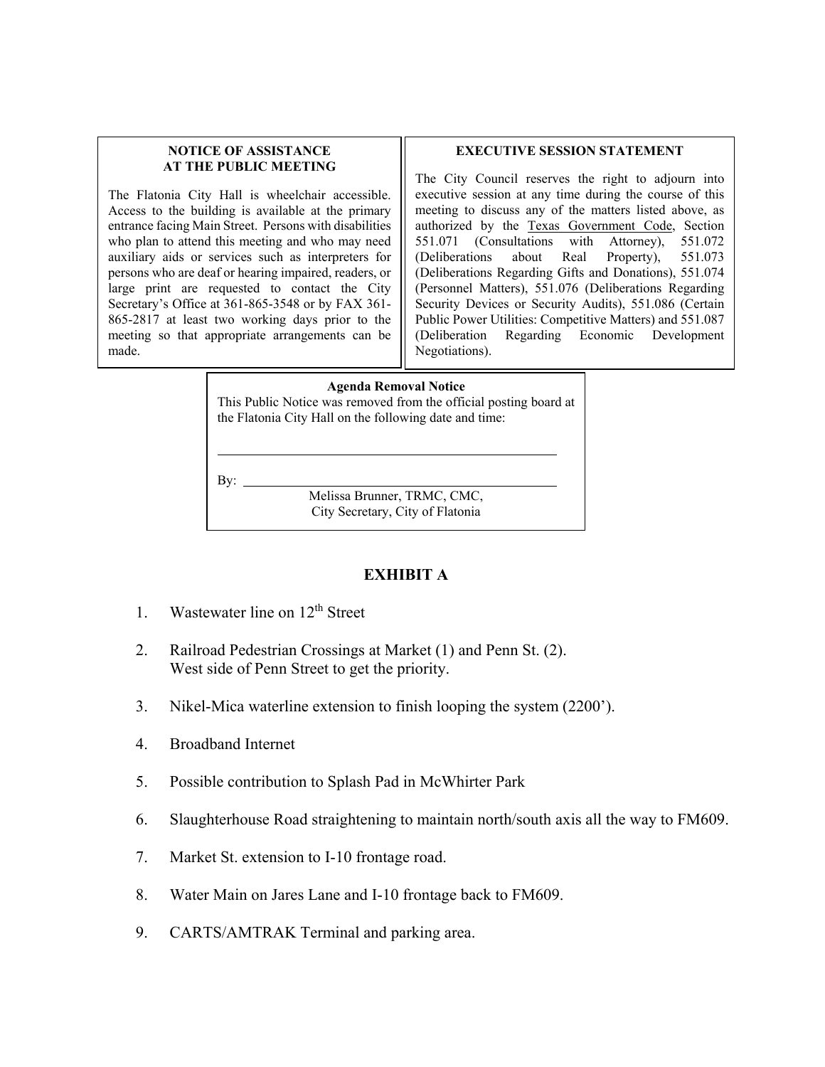**NOTICE OF ASSISTANCE AT THE PUBLIC MEETING**

The Flatonia City Hall is wheelchair accessible. Access to the building is available at the primary entrance facing Main Street. Persons with disabilities who plan to attend this meeting and who may need auxiliary aids or services such as interpreters for persons who are deaf or hearing impaired, readers, or large print are requested to contact the City Secretary's Office at 361-865-3548 or by FAX 361-865-2817 at least two working days prior to the meeting so that appropriate arrangements can be made.

**EXECUTIVE SESSION STATEMENT**

The City Council reserves the right to adjourn into executive session at any time during the course of this meeting to discuss any of the matters listed above, as authorized by the Texas Government Code, Section 551.071 (Consultations with Attorney), 551.072 (Deliberations about Real Property), 551.073 (Deliberations Regarding Gifts and Donations), 551.074 (Personnel Matters), 551.076 (Deliberations Regarding Security Devices or Security Audits), 551.086 (Certain Public Power Utilities: Competitive Matters) and 551.087 (Deliberation Regarding Economic Development Negotiations).

**Agenda Removal Notice**

This Public Notice was removed from the official posting board at the Flatonia City Hall on the following date and time:

______________________________

By: ______________________________

Melissa Brunner, TRMC, CMC,
City Secretary, City of Flatonia

## EXHIBIT A

1. Wastewater line on 12th Street
2. Railroad Pedestrian Crossings at Market (1) and Penn St. (2).
   West side of Penn Street to get the priority.
3. Nikel-Mica waterline extension to finish looping the system (2200').
4. Broadband Internet
5. Possible contribution to Splash Pad in McWhirter Park
6. Slaughterhouse Road straightening to maintain north/south axis all the way to FM609.
7. Market St. extension to I-10 frontage road.
8. Water Main on Jares Lane and I-10 frontage back to FM609.
9. CARTS/AMTRAK Terminal and parking area.